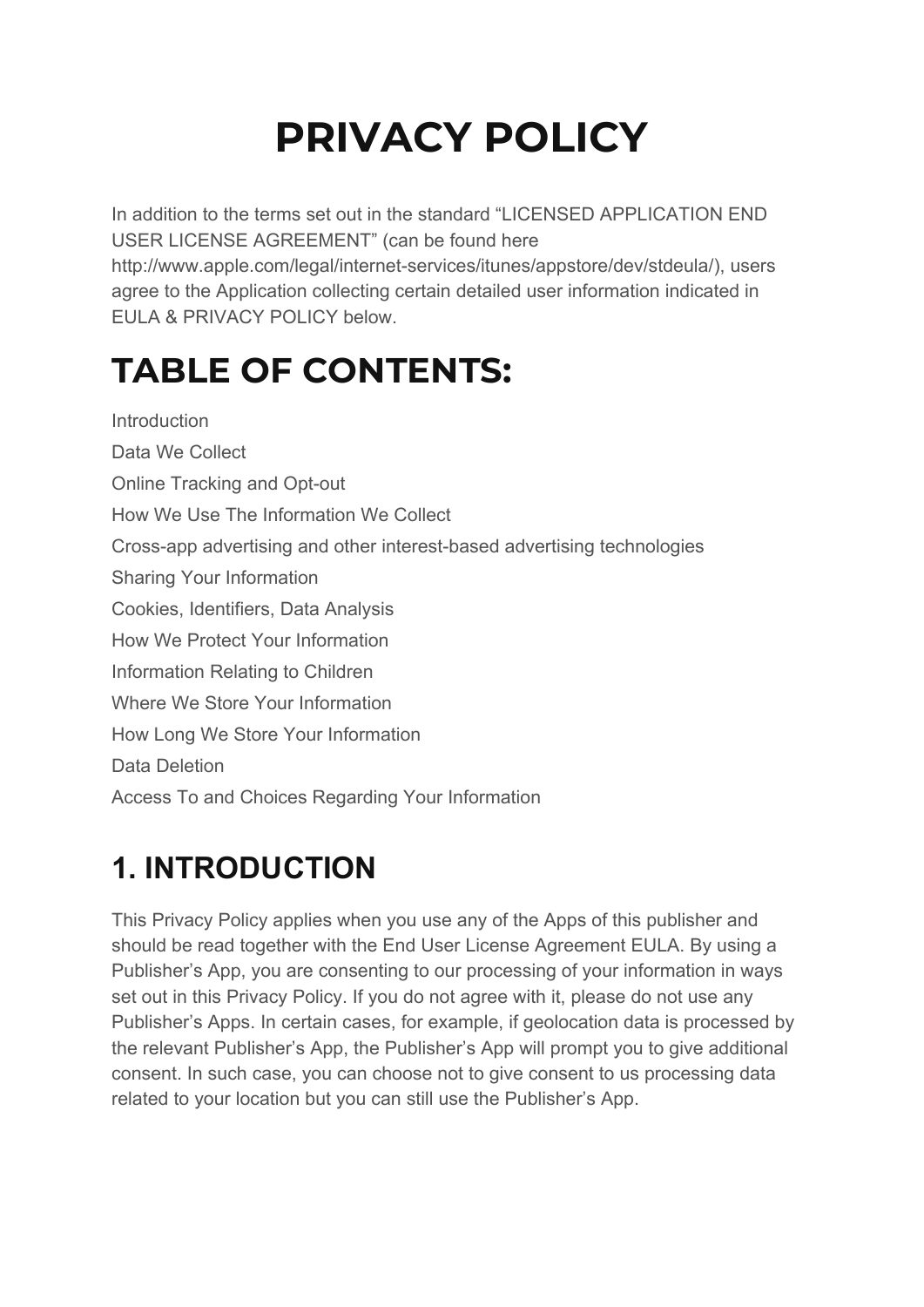# PRIVACY POLICY

In addition to the terms set out in the standard "LICENSED APPLICATION END USER LICENSE AGREEMENT" (can be found here http://www.apple.com/legal/internet-services/itunes/appstore/dev/stdeula/), users agree to the Application collecting certain detailed user information indicated in EULA & PRIVACY POLICY below.

# TABLE OF CONTENTS:

Introduction

Data We Collect

Online Tracking and Opt-out

How We Use The Information We Collect

Cross-app advertising and other interest-based advertising technologies

Sharing Your Information

Cookies, Identifiers, Data Analysis

How We Protect Your Information

Information Relating to Children

Where We Store Your Information

How Long We Store Your Information

Data Deletion

Access To and Choices Regarding Your Information

## 1. INTRODUCTION

This Privacy Policy applies when you use any of the Apps of this publisher and should be read together with the End User License Agreement EULA. By using a Publisher's App, you are consenting to our processing of your information in ways set out in this Privacy Policy. If you do not agree with it, please do not use any Publisher's Apps. In certain cases, for example, if geolocation data is processed by the relevant Publisher's App, the Publisher's App will prompt you to give additional consent. In such case, you can choose not to give consent to us processing data related to your location but you can still use the Publisher's App.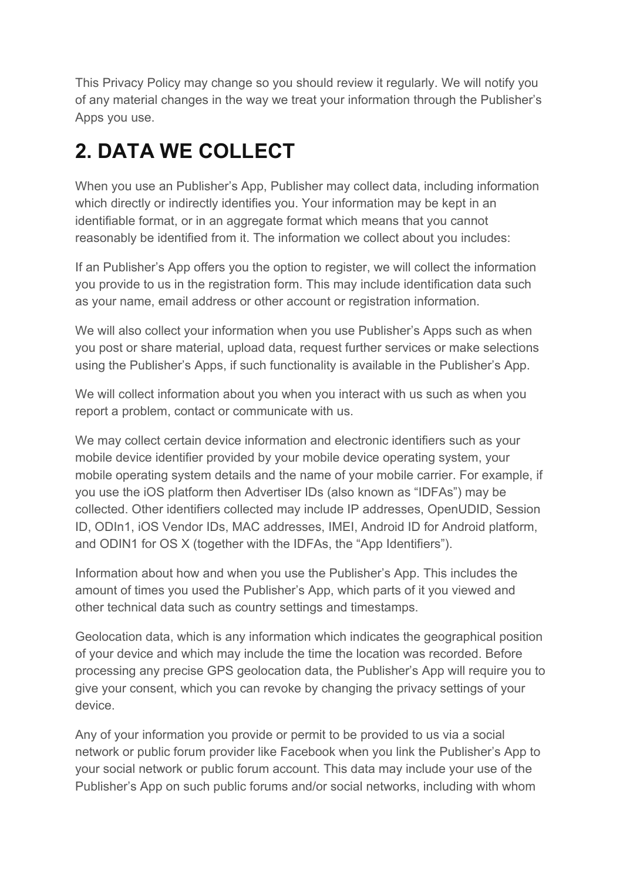This Privacy Policy may change so you should review it regularly. We will notify you of any material changes in the way we treat your information through the Publisher's Apps you use.

# 2. DATA WE COLLECT

When you use an Publisher's App, Publisher may collect data, including information which directly or indirectly identifies you. Your information may be kept in an identifiable format, or in an aggregate format which means that you cannot reasonably be identified from it. The information we collect about you includes:

If an Publisher's App offers you the option to register, we will collect the information you provide to us in the registration form. This may include identification data such as your name, email address or other account or registration information.

We will also collect your information when you use Publisher's Apps such as when you post or share material, upload data, request further services or make selections using the Publisher's Apps, if such functionality is available in the Publisher's App.

We will collect information about you when you interact with us such as when you report a problem, contact or communicate with us.

We may collect certain device information and electronic identifiers such as your mobile device identifier provided by your mobile device operating system, your mobile operating system details and the name of your mobile carrier. For example, if you use the iOS platform then Advertiser IDs (also known as "IDFAs") may be collected. Other identifiers collected may include IP addresses, OpenUDID, Session ID, ODIn1, iOS Vendor IDs, MAC addresses, IMEI, Android ID for Android platform, and ODIN1 for OS X (together with the IDFAs, the "App Identifiers").

Information about how and when you use the Publisher's App. This includes the amount of times you used the Publisher's App, which parts of it you viewed and other technical data such as country settings and timestamps.

Geolocation data, which is any information which indicates the geographical position of your device and which may include the time the location was recorded. Before processing any precise GPS geolocation data, the Publisher's App will require you to give your consent, which you can revoke by changing the privacy settings of your device.

Any of your information you provide or permit to be provided to us via a social network or public forum provider like Facebook when you link the Publisher's App to your social network or public forum account. This data may include your use of the Publisher's App on such public forums and/or social networks, including with whom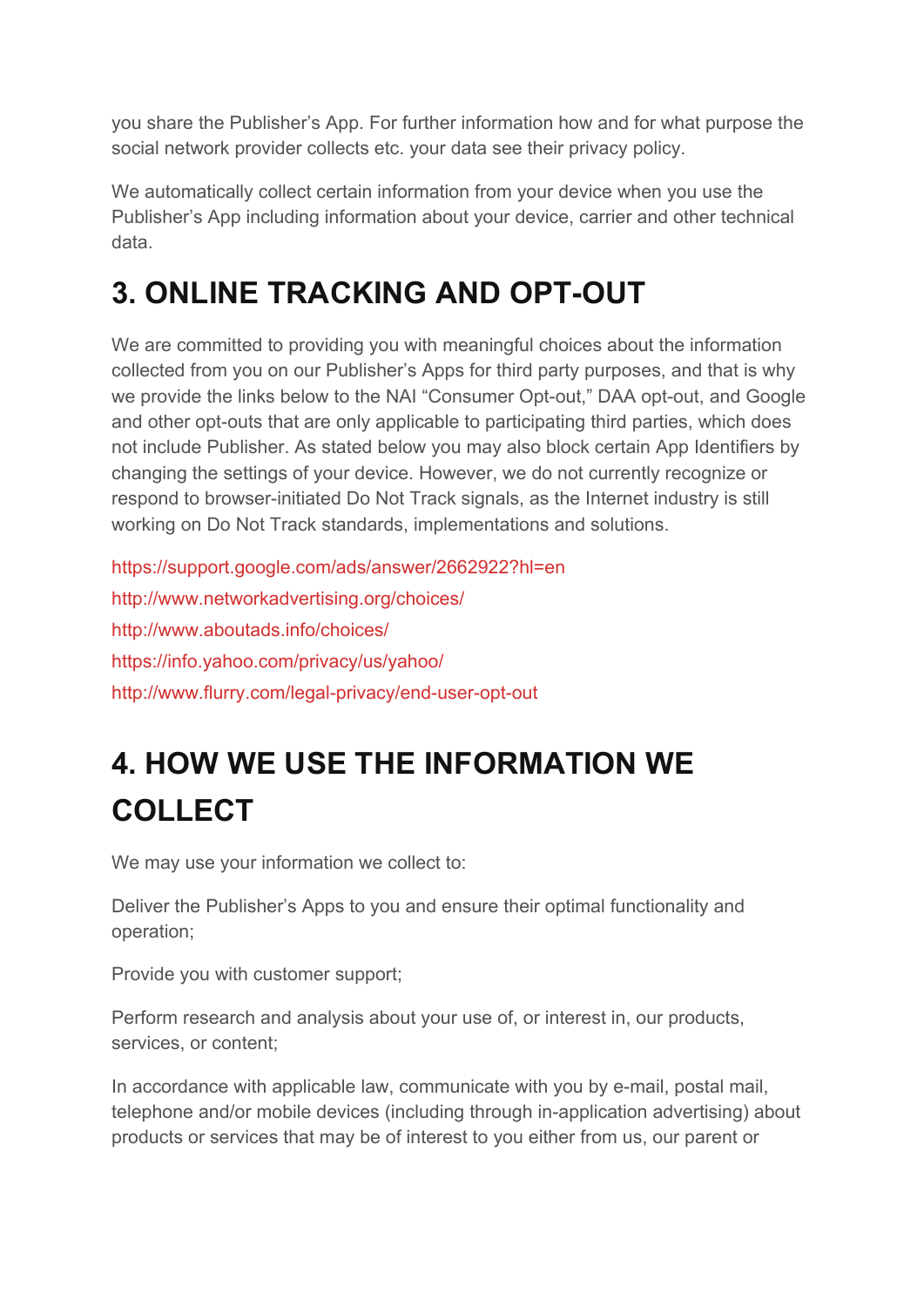you share the Publisher's App. For further information how and for what purpose the social network provider collects etc. your data see their privacy policy.

We automatically collect certain information from your device when you use the Publisher's App including information about your device, carrier and other technical data.

# 3. ONLINE TRACKING AND OPT-OUT

We are committed to providing you with meaningful choices about the information collected from you on our Publisher's Apps for third party purposes, and that is why we provide the links below to the NAI "Consumer Opt-out," DAA opt-out, and Google and other opt-outs that are only applicable to participating third parties, which does not include Publisher. As stated below you may also block certain App Identifiers by changing the settings of your device. However, we do not currently recognize or respond to browser-initiated Do Not Track signals, as the Internet industry is still working on Do Not Track standards, implementations and solutions.

https://support.google.com/ads/answer/2662922?hl=en

http://www.networkadvertising.org/choices/

http://www.aboutads.info/choices/

https://info.yahoo.com/privacy/us/yahoo/

http://www.flurry.com/legal-privacy/end-user-opt-out

# 4. HOW WE USE THE INFORMATION WE COLLECT

We may use your information we collect to:

Deliver the Publisher's Apps to you and ensure their optimal functionality and operation;

Provide you with customer support;

Perform research and analysis about your use of, or interest in, our products, services, or content;

In accordance with applicable law, communicate with you by e-mail, postal mail, telephone and/or mobile devices (including through in-application advertising) about products or services that may be of interest to you either from us, our parent or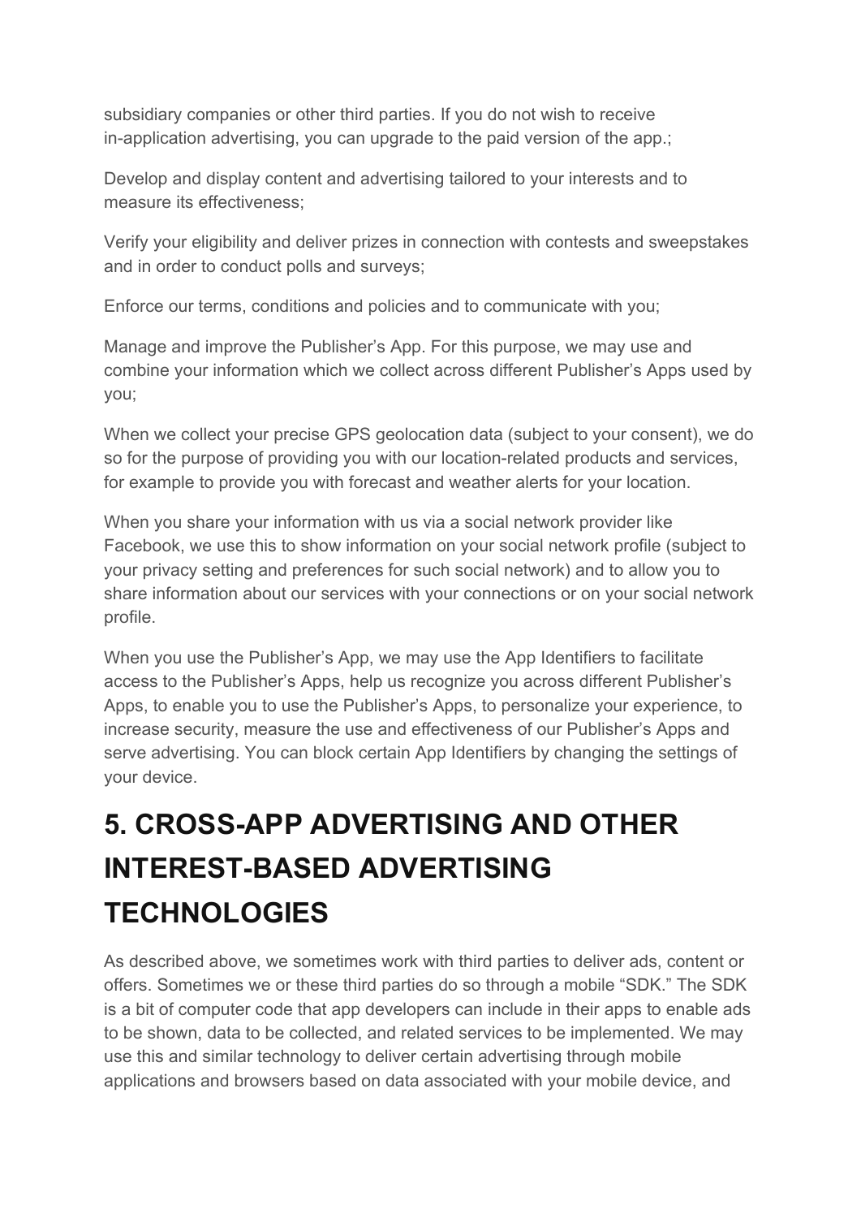subsidiary companies or other third parties. If you do not wish to receive in-application advertising, you can upgrade to the paid version of the app.;

Develop and display content and advertising tailored to your interests and to measure its effectiveness;

Verify your eligibility and deliver prizes in connection with contests and sweepstakes and in order to conduct polls and surveys;

Enforce our terms, conditions and policies and to communicate with you;

Manage and improve the Publisher's App. For this purpose, we may use and combine your information which we collect across different Publisher's Apps used by you;

When we collect your precise GPS geolocation data (subject to your consent), we do so for the purpose of providing you with our location-related products and services, for example to provide you with forecast and weather alerts for your location.

When you share your information with us via a social network provider like Facebook, we use this to show information on your social network profile (subject to your privacy setting and preferences for such social network) and to allow you to share information about our services with your connections or on your social network profile.

When you use the Publisher's App, we may use the App Identifiers to facilitate access to the Publisher's Apps, help us recognize you across different Publisher's Apps, to enable you to use the Publisher's Apps, to personalize your experience, to increase security, measure the use and effectiveness of our Publisher's Apps and serve advertising. You can block certain App Identifiers by changing the settings of your device.

# 5. CROSS-APP ADVERTISING AND OTHER INTEREST-BASED ADVERTISING TECHNOLOGIES

As described above, we sometimes work with third parties to deliver ads, content or offers. Sometimes we or these third parties do so through a mobile "SDK." The SDK is a bit of computer code that app developers can include in their apps to enable ads to be shown, data to be collected, and related services to be implemented. We may use this and similar technology to deliver certain advertising through mobile applications and browsers based on data associated with your mobile device, and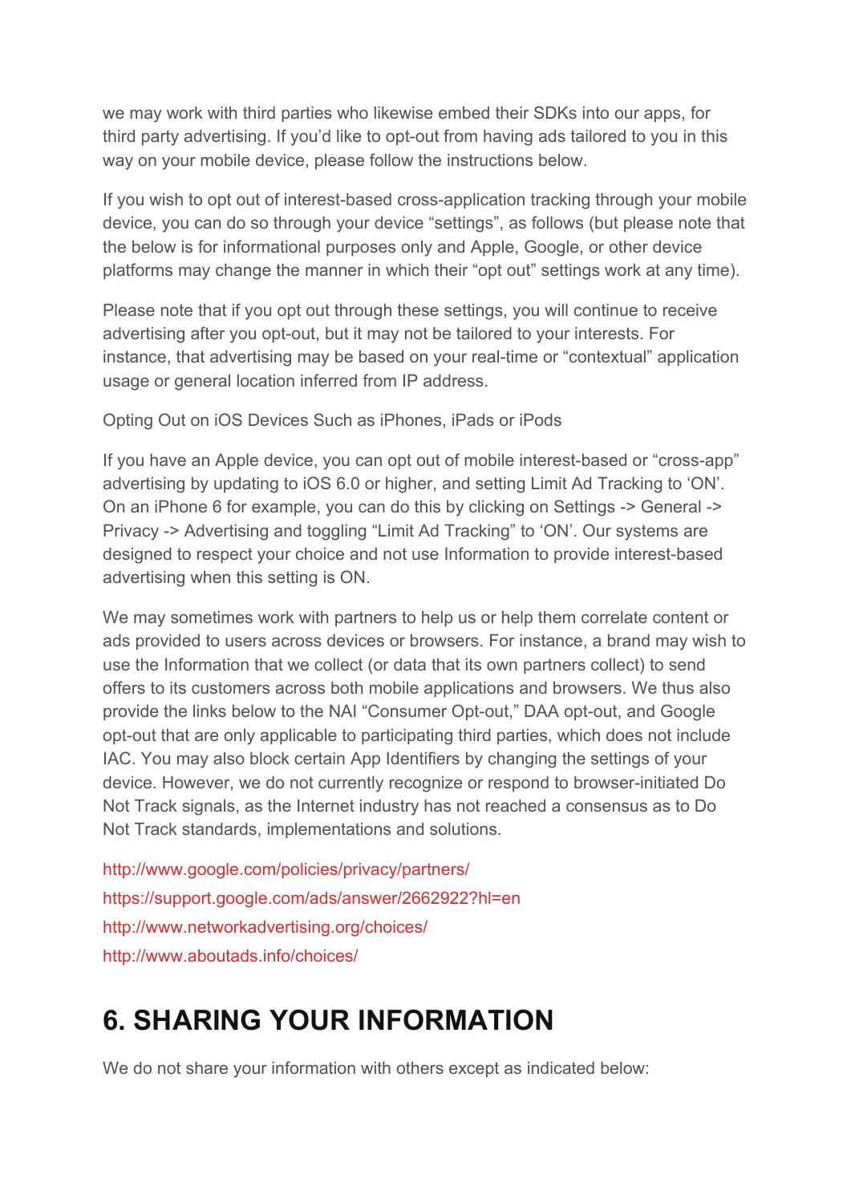we may work with third parties who likewise embed their SDKs into our apps, for third party advertising. If you'd like to opt-out from having ads tailored to you in this way on your mobile device, please follow the instructions below.

If you wish to opt out of interest-based cross-application tracking through your mobile device, you can do so through your device "settings", as follows (but please note that the below is for informational purposes only and Apple, Google, or other device platforms may change the manner in which their "opt out" settings work at any time).

Please note that if you opt out through these settings, you will continue to receive advertising after you opt-out, but it may not be tailored to your interests. For instance, that advertising may be based on your real-time or "contextual" application usage or general location inferred from IP address.

Opting Out on iOS Devices Such as iPhones, iPads or iPods

If you have an Apple device, you can opt out of mobile interest-based or "cross-app" advertising by updating to iOS 6.0 or higher, and setting Limit Ad Tracking to 'ON'. On an iPhone 6 for example, you can do this by clicking on Settings -> General -> Privacy -> Advertising and toggling "Limit Ad Tracking" to 'ON'. Our systems are designed to respect your choice and not use Information to provide interest-based advertising when this setting is ON.

We may sometimes work with partners to help us or help them correlate content or ads provided to users across devices or browsers. For instance, a brand may wish to use the Information that we collect (or data that its own partners collect) to send offers to its customers across both mobile applications and browsers. We thus also provide the links below to the NAI "Consumer Opt-out," DAA opt-out, and Google opt-out that are only applicable to participating third parties, which does not include IAC. You may also block certain App Identifiers by changing the settings of your device. However, we do not currently recognize or respond to browser-initiated Do Not Track signals, as the Internet industry has not reached a consensus as to Do Not Track standards, implementations and solutions.

http://www.google.com/policies/privacy/partners/
https://support.google.com/ads/answer/2662922?hl=en
http://www.networkadvertising.org/choices/
http://www.aboutads.info/choices/

# 6. SHARING YOUR INFORMATION

We do not share your information with others except as indicated below: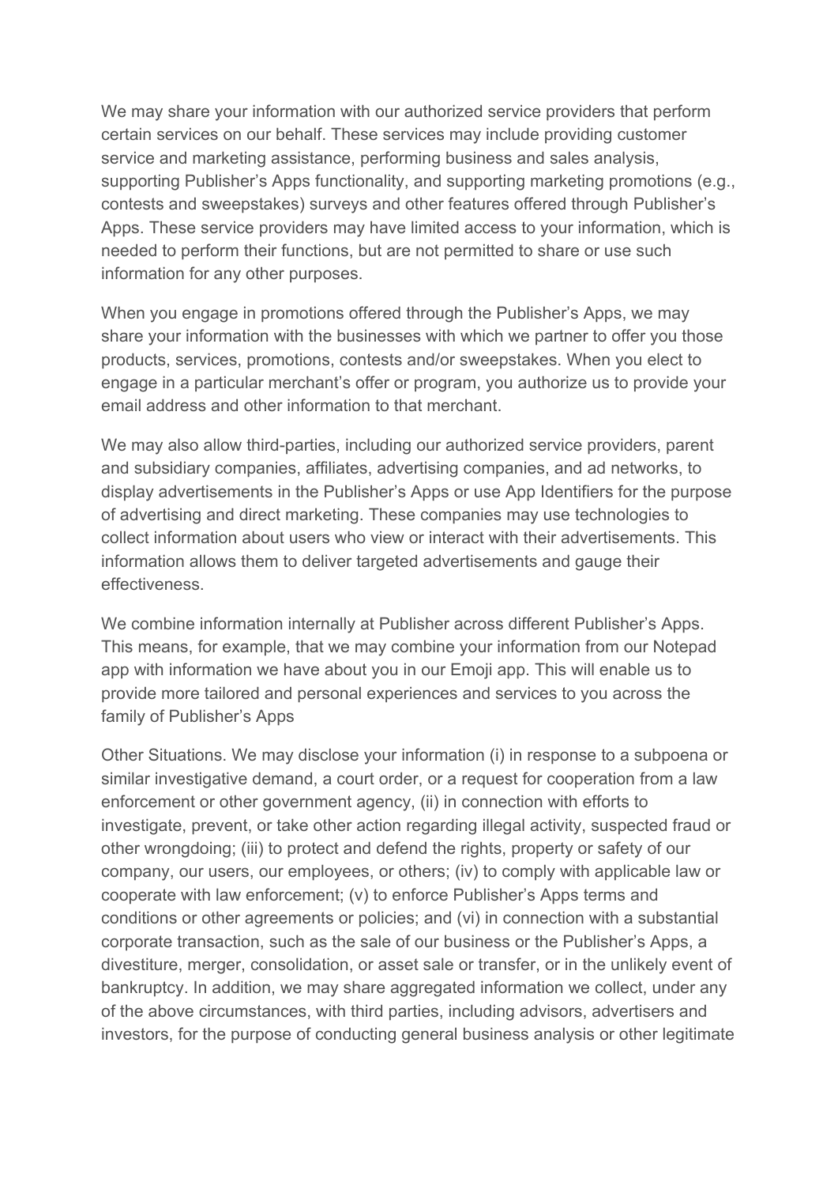We may share your information with our authorized service providers that perform certain services on our behalf. These services may include providing customer service and marketing assistance, performing business and sales analysis, supporting Publisher's Apps functionality, and supporting marketing promotions (e.g., contests and sweepstakes) surveys and other features offered through Publisher's Apps. These service providers may have limited access to your information, which is needed to perform their functions, but are not permitted to share or use such information for any other purposes.

When you engage in promotions offered through the Publisher's Apps, we may share your information with the businesses with which we partner to offer you those products, services, promotions, contests and/or sweepstakes. When you elect to engage in a particular merchant's offer or program, you authorize us to provide your email address and other information to that merchant.

We may also allow third-parties, including our authorized service providers, parent and subsidiary companies, affiliates, advertising companies, and ad networks, to display advertisements in the Publisher's Apps or use App Identifiers for the purpose of advertising and direct marketing. These companies may use technologies to collect information about users who view or interact with their advertisements. This information allows them to deliver targeted advertisements and gauge their effectiveness.

We combine information internally at Publisher across different Publisher's Apps. This means, for example, that we may combine your information from our Notepad app with information we have about you in our Emoji app. This will enable us to provide more tailored and personal experiences and services to you across the family of Publisher's Apps

Other Situations. We may disclose your information (i) in response to a subpoena or similar investigative demand, a court order, or a request for cooperation from a law enforcement or other government agency, (ii) in connection with efforts to investigate, prevent, or take other action regarding illegal activity, suspected fraud or other wrongdoing; (iii) to protect and defend the rights, property or safety of our company, our users, our employees, or others; (iv) to comply with applicable law or cooperate with law enforcement; (v) to enforce Publisher's Apps terms and conditions or other agreements or policies; and (vi) in connection with a substantial corporate transaction, such as the sale of our business or the Publisher's Apps, a divestiture, merger, consolidation, or asset sale or transfer, or in the unlikely event of bankruptcy. In addition, we may share aggregated information we collect, under any of the above circumstances, with third parties, including advisors, advertisers and investors, for the purpose of conducting general business analysis or other legitimate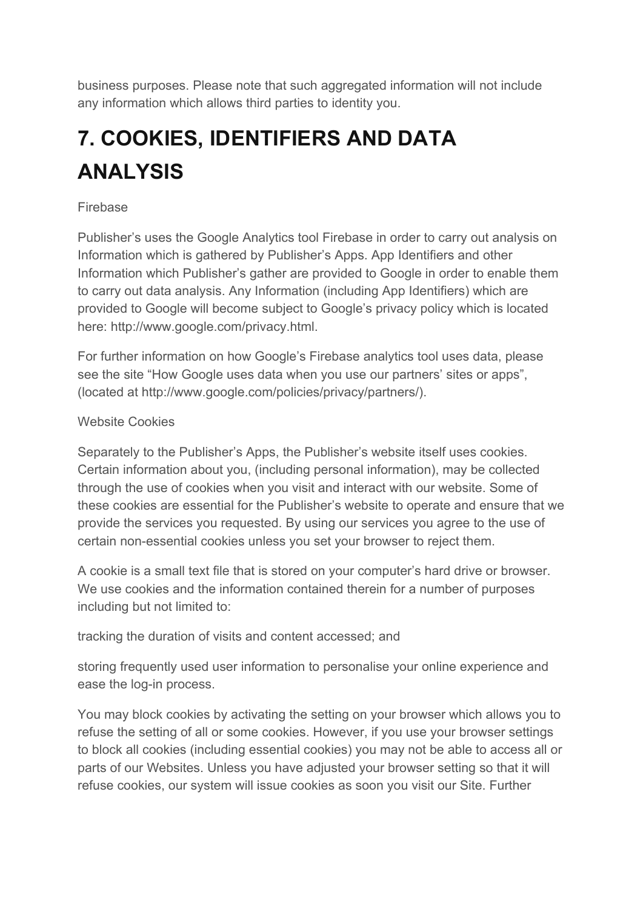business purposes. Please note that such aggregated information will not include any information which allows third parties to identity you.

# 7. COOKIES, IDENTIFIERS AND DATA ANALYSIS

Firebase

Publisher's uses the Google Analytics tool Firebase in order to carry out analysis on Information which is gathered by Publisher's Apps. App Identifiers and other Information which Publisher's gather are provided to Google in order to enable them to carry out data analysis. Any Information (including App Identifiers) which are provided to Google will become subject to Google's privacy policy which is located here: http://www.google.com/privacy.html.

For further information on how Google's Firebase analytics tool uses data, please see the site "How Google uses data when you use our partners' sites or apps", (located at http://www.google.com/policies/privacy/partners/).

Website Cookies

Separately to the Publisher's Apps, the Publisher's website itself uses cookies. Certain information about you, (including personal information), may be collected through the use of cookies when you visit and interact with our website. Some of these cookies are essential for the Publisher's website to operate and ensure that we provide the services you requested. By using our services you agree to the use of certain non-essential cookies unless you set your browser to reject them.

A cookie is a small text file that is stored on your computer's hard drive or browser. We use cookies and the information contained therein for a number of purposes including but not limited to:

tracking the duration of visits and content accessed; and

storing frequently used user information to personalise your online experience and ease the log-in process.

You may block cookies by activating the setting on your browser which allows you to refuse the setting of all or some cookies. However, if you use your browser settings to block all cookies (including essential cookies) you may not be able to access all or parts of our Websites. Unless you have adjusted your browser setting so that it will refuse cookies, our system will issue cookies as soon you visit our Site. Further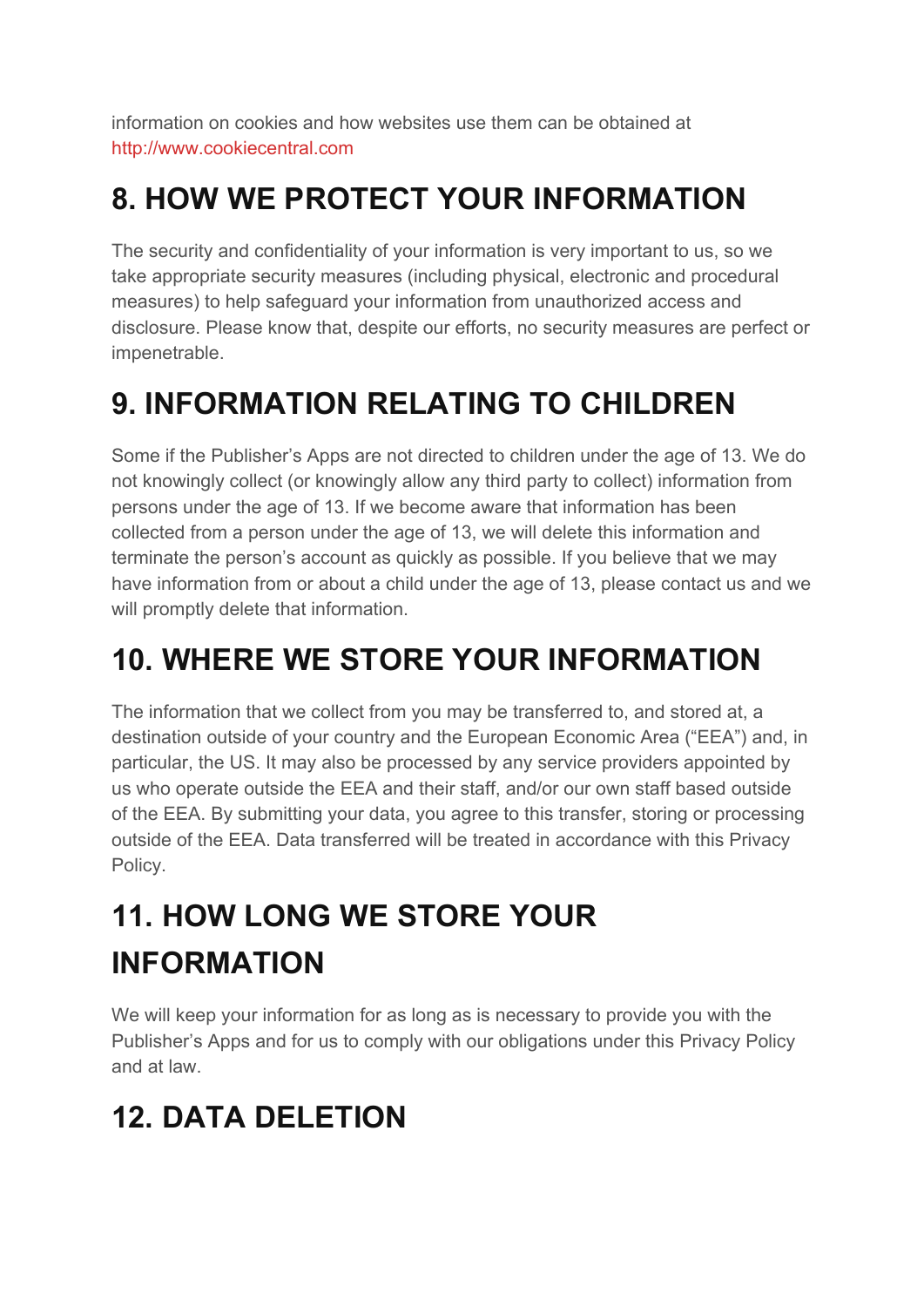information on cookies and how websites use them can be obtained at http://www.cookiecentral.com

## 8. HOW WE PROTECT YOUR INFORMATION

The security and confidentiality of your information is very important to us, so we take appropriate security measures (including physical, electronic and procedural measures) to help safeguard your information from unauthorized access and disclosure. Please know that, despite our efforts, no security measures are perfect or impenetrable.

## 9. INFORMATION RELATING TO CHILDREN

Some if the Publisher's Apps are not directed to children under the age of 13. We do not knowingly collect (or knowingly allow any third party to collect) information from persons under the age of 13. If we become aware that information has been collected from a person under the age of 13, we will delete this information and terminate the person's account as quickly as possible. If you believe that we may have information from or about a child under the age of 13, please contact us and we will promptly delete that information.

## 10. WHERE WE STORE YOUR INFORMATION

The information that we collect from you may be transferred to, and stored at, a destination outside of your country and the European Economic Area ("EEA") and, in particular, the US. It may also be processed by any service providers appointed by us who operate outside the EEA and their staff, and/or our own staff based outside of the EEA. By submitting your data, you agree to this transfer, storing or processing outside of the EEA. Data transferred will be treated in accordance with this Privacy Policy.

## 11. HOW LONG WE STORE YOUR INFORMATION

We will keep your information for as long as is necessary to provide you with the Publisher's Apps and for us to comply with our obligations under this Privacy Policy and at law.

## 12. DATA DELETION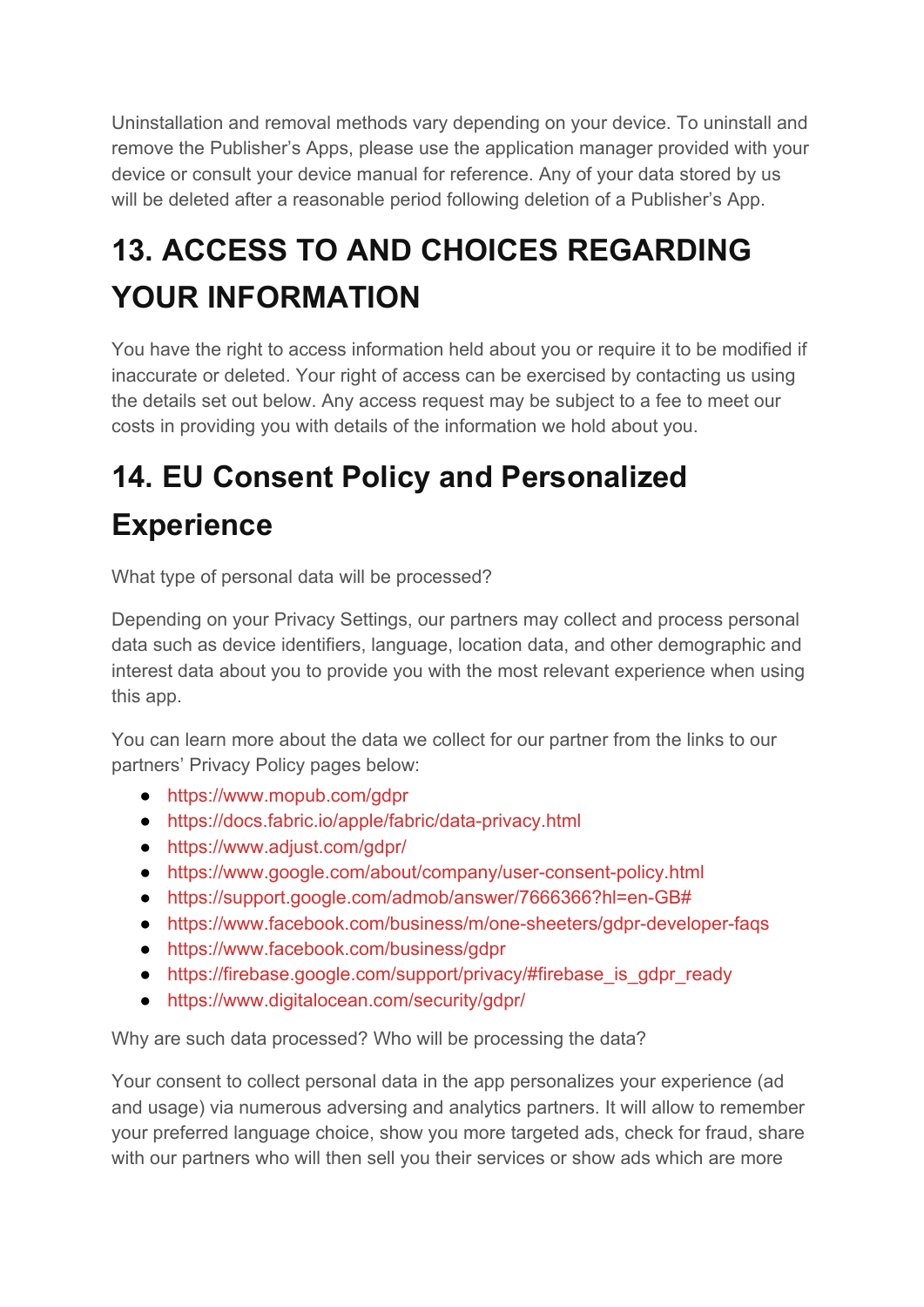Uninstallation and removal methods vary depending on your device. To uninstall and remove the Publisher's Apps, please use the application manager provided with your device or consult your device manual for reference. Any of your data stored by us will be deleted after a reasonable period following deletion of a Publisher's App.

# 13. ACCESS TO AND CHOICES REGARDING YOUR INFORMATION

You have the right to access information held about you or require it to be modified if inaccurate or deleted. Your right of access can be exercised by contacting us using the details set out below. Any access request may be subject to a fee to meet our costs in providing you with details of the information we hold about you.

# 14. EU Consent Policy and Personalized Experience

What type of personal data will be processed?

Depending on your Privacy Settings, our partners may collect and process personal data such as device identifiers, language, location data, and other demographic and interest data about you to provide you with the most relevant experience when using this app.

You can learn more about the data we collect for our partner from the links to our partners' Privacy Policy pages below:

- https://www.mopub.com/gdpr
- https://docs.fabric.io/apple/fabric/data-privacy.html
- https://www.adjust.com/gdpr/
- https://www.google.com/about/company/user-consent-policy.html
- https://support.google.com/admob/answer/7666366?hl=en-GB#
- https://www.facebook.com/business/m/one-sheeters/gdpr-developer-faqs
- https://www.facebook.com/business/gdpr
- https://firebase.google.com/support/privacy/#firebase_is_gdpr_ready
- https://www.digitalocean.com/security/gdpr/

Why are such data processed? Who will be processing the data?

Your consent to collect personal data in the app personalizes your experience (ad and usage) via numerous adversing and analytics partners. It will allow to remember your preferred language choice, show you more targeted ads, check for fraud, share with our partners who will then sell you their services or show ads which are more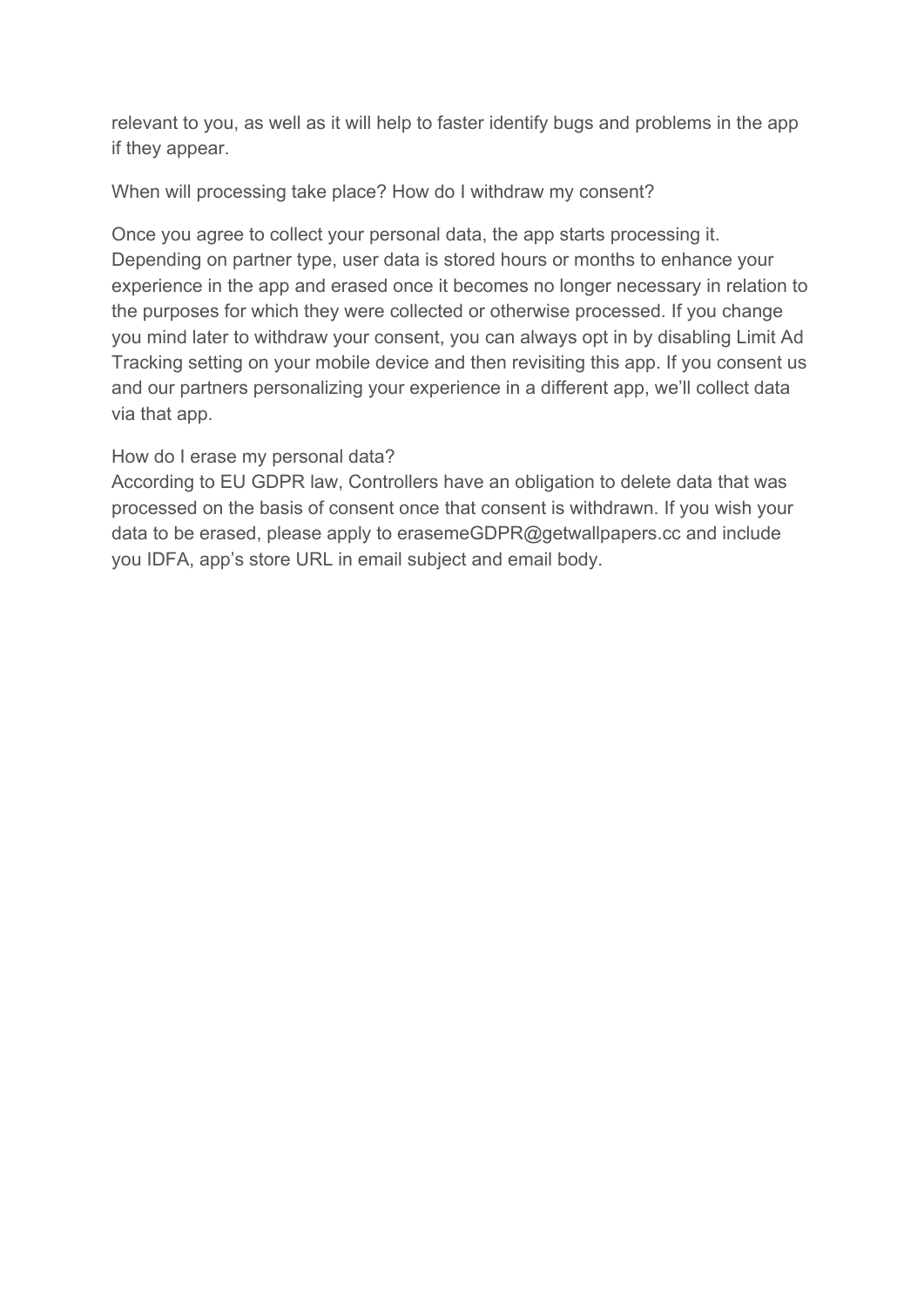relevant to you, as well as it will help to faster identify bugs and problems in the app if they appear.

When will processing take place? How do I withdraw my consent?

Once you agree to collect your personal data, the app starts processing it. Depending on partner type, user data is stored hours or months to enhance your experience in the app and erased once it becomes no longer necessary in relation to the purposes for which they were collected or otherwise processed. If you change you mind later to withdraw your consent, you can always opt in by disabling Limit Ad Tracking setting on your mobile device and then revisiting this app. If you consent us and our partners personalizing your experience in a different app, we'll collect data via that app.

How do I erase my personal data?
According to EU GDPR law, Controllers have an obligation to delete data that was processed on the basis of consent once that consent is withdrawn. If you wish your data to be erased, please apply to erasemeGDPR@getwallpapers.cc and include you IDFA, app's store URL in email subject and email body.